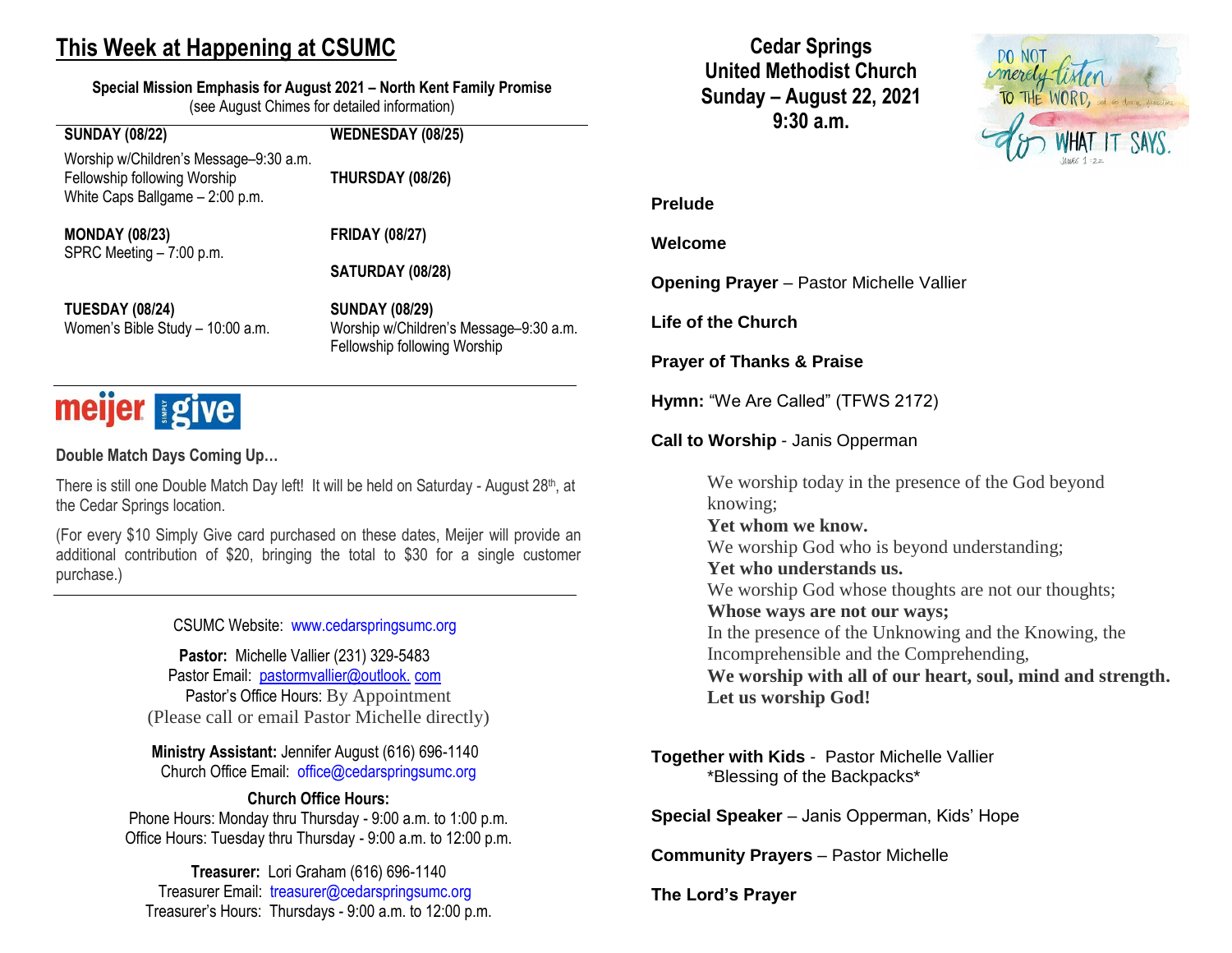# This Week at Happening at CSUMC

**Special Mission Emphasis for August 2021 – North Kent Family Promise**
(see August Chimes for detailed information)

**SUNDAY (08/22)**
Worship w/Children's Message–9:30 a.m.
Fellowship following Worship
White Caps Ballgame – 2:00 p.m.

**MONDAY (08/23)**
SPRC Meeting – 7:00 p.m.

**TUESDAY (08/24)**
Women's Bible Study – 10:00 a.m.

**WEDNESDAY (08/25)**

**THURSDAY (08/26)**

**FRIDAY (08/27)**

**SATURDAY (08/28)**

**SUNDAY (08/29)**
Worship w/Children's Message–9:30 a.m.
Fellowship following Worship

---

**meijer simply give**

**Double Match Days Coming Up…**

There is still one Double Match Day left! It will be held on Saturday - August 28th, at the Cedar Springs location.

(For every $10 Simply Give card purchased on these dates, Meijer will provide an additional contribution of $20, bringing the total to $30 for a single customer purchase.)

---

CSUMC Website: www.cedarspringsumc.org

**Pastor:** Michelle Vallier (231) 329-5483
Pastor Email: pastormvallier@outlook. com
Pastor's Office Hours: By Appointment
(Please call or email Pastor Michelle directly)

**Ministry Assistant:** Jennifer August (616) 696-1140
Church Office Email: office@cedarspringsumc.org

**Church Office Hours:**
Phone Hours: Monday thru Thursday - 9:00 a.m. to 1:00 p.m.
Office Hours: Tuesday thru Thursday - 9:00 a.m. to 12:00 p.m.

**Treasurer:** Lori Graham (616) 696-1140
Treasurer Email: treasurer@cedarspringsumc.org
Treasurer's Hours: Thursdays - 9:00 a.m. to 12:00 p.m.

# Cedar Springs United Methodist Church
## Sunday – August 22, 2021
## 9:30 a.m.

DO NOT merely listen TO THE WORD, and so deceive yourselves. do WHAT IT SAYS. James 1:22

**Prelude**

**Welcome**

**Opening Prayer** – Pastor Michelle Vallier

**Life of the Church**

**Prayer of Thanks & Praise**

**Hymn:** "We Are Called" (TFWS 2172)

**Call to Worship** - Janis Opperman

We worship today in the presence of the God beyond knowing;
**Yet whom we know.**
We worship God who is beyond understanding;
**Yet who understands us.**
We worship God whose thoughts are not our thoughts;
**Whose ways are not our ways;**
In the presence of the Unknowing and the Knowing, the Incomprehensible and the Comprehending,
**We worship with all of our heart, soul, mind and strength.**
**Let us worship God!**

**Together with Kids** - Pastor Michelle Vallier
\*Blessing of the Backpacks\*

**Special Speaker** – Janis Opperman, Kids' Hope

**Community Prayers** – Pastor Michelle

**The Lord's Prayer**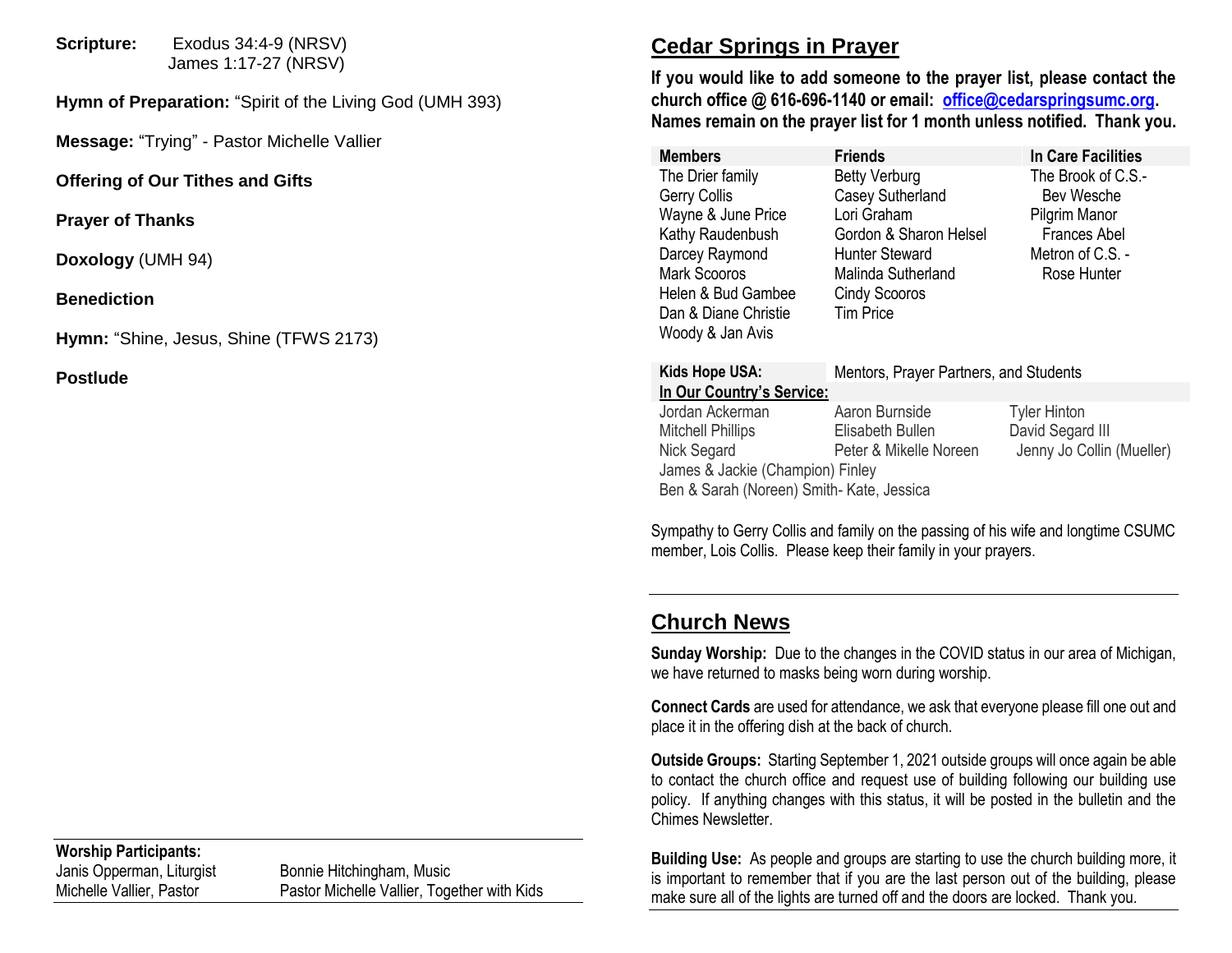**Scripture:** Exodus 34:4-9 (NRSV)
James 1:17-27 (NRSV)

**Hymn of Preparation:** "Spirit of the Living God (UMH 393)

**Message:** "Trying" - Pastor Michelle Vallier

**Offering of Our Tithes and Gifts**

**Prayer of Thanks**

**Doxology** (UMH 94)

**Benediction**

**Hymn:** "Shine, Jesus, Shine (TFWS 2173)

**Postlude**

**Worship Participants:**

| | |
|---|---|
| Janis Opperman, Liturgist | Bonnie Hitchingham, Music |
| Michelle Vallier, Pastor | Pastor Michelle Vallier, Together with Kids |

## Cedar Springs in Prayer

**If you would like to add someone to the prayer list, please contact the church office @ 616-696-1140 or email: office@cedarspringsumc.org. Names remain on the prayer list for 1 month unless notified. Thank you.**

| Members | Friends | In Care Facilities |
|---|---|---|
| The Drier family | Betty Verburg | The Brook of C.S.- Bev Wesche |
| Gerry Collis | Casey Sutherland | Pilgrim Manor Frances Abel |
| Wayne & June Price | Lori Graham | Metron of C.S. - Rose Hunter |
| Kathy Raudenbush | Gordon & Sharon Helsel | |
| Darcey Raymond | Hunter Steward | |
| Mark Scooros | Malinda Sutherland | |
| Helen & Bud Gambee | Cindy Scooros | |
| Dan & Diane Christie | Tim Price | |
| Woody & Jan Avis | | |

**Kids Hope USA:** Mentors, Prayer Partners, and Students

**In Our Country's Service:**

| | | |
|---|---|---|
| Jordan Ackerman | Aaron Burnside | Tyler Hinton |
| Mitchell Phillips | Elisabeth Bullen | David Segard III |
| Nick Segard | Peter & Mikelle Noreen | Jenny Jo Collin (Mueller) |

James & Jackie (Champion) Finley
Ben & Sarah (Noreen) Smith- Kate, Jessica

Sympathy to Gerry Collis and family on the passing of his wife and longtime CSUMC member, Lois Collis. Please keep their family in your prayers.

## Church News

**Sunday Worship:** Due to the changes in the COVID status in our area of Michigan, we have returned to masks being worn during worship.

**Connect Cards** are used for attendance, we ask that everyone please fill one out and place it in the offering dish at the back of church.

**Outside Groups:** Starting September 1, 2021 outside groups will once again be able to contact the church office and request use of building following our building use policy. If anything changes with this status, it will be posted in the bulletin and the Chimes Newsletter.

**Building Use:** As people and groups are starting to use the church building more, it is important to remember that if you are the last person out of the building, please make sure all of the lights are turned off and the doors are locked. Thank you.